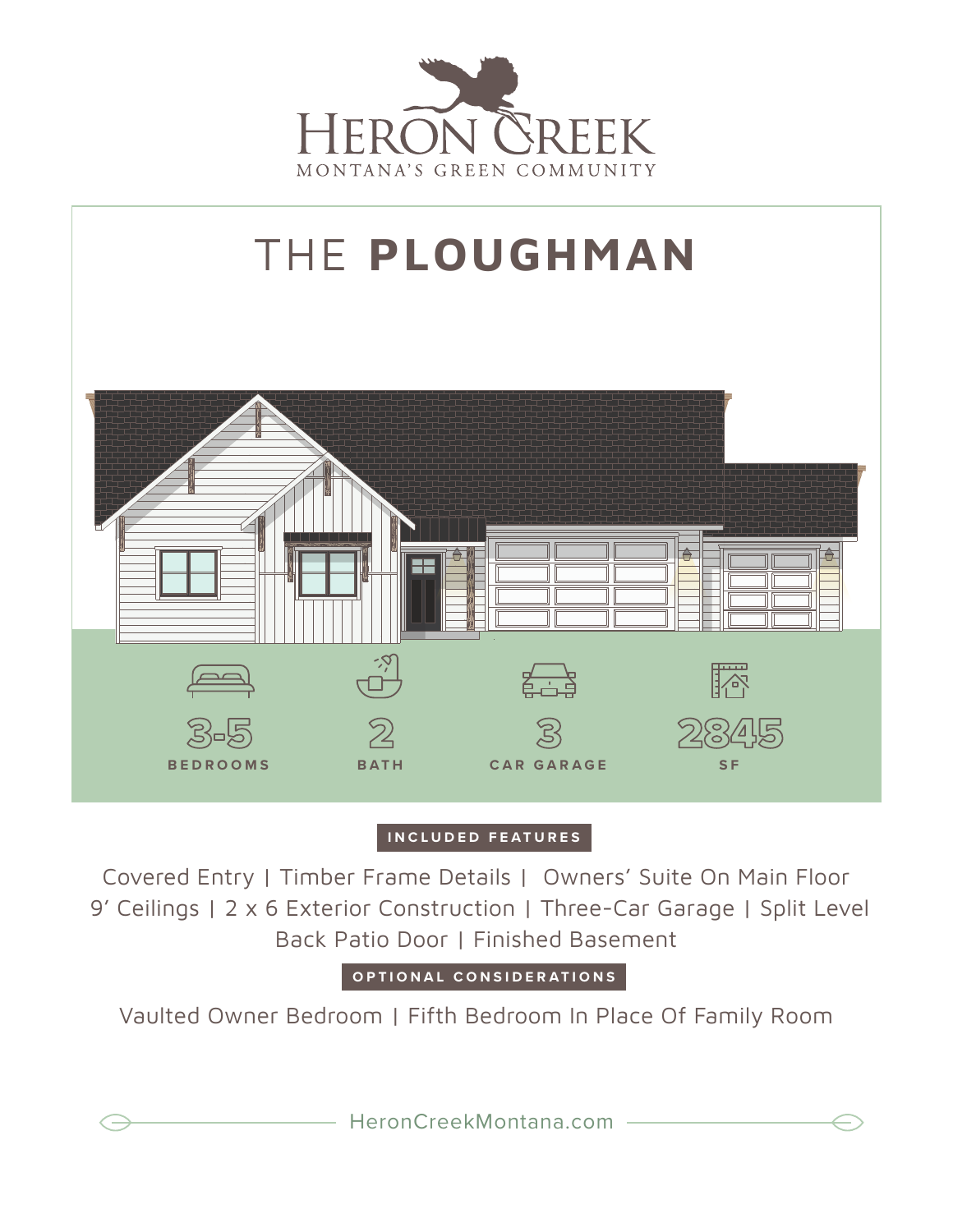HERON CREEK

MONTANA'S GREEN COMMUNITY

# THE **PLOUGHMAN**

3-5 BEDROOMS

2 BATH

3 CAR GARAGE

2845 SF

## INCLUDED FEATURES

Covered Entry | Timber Frame Details | Owners' Suite On Main Floor
9' Ceilings | 2 x 6 Exterior Construction | Three-Car Garage | Split Level
Back Patio Door | Finished Basement

## OPTIONAL CONSIDERATIONS

Vaulted Owner Bedroom | Fifth Bedroom In Place Of Family Room

HeronCreekMontana.com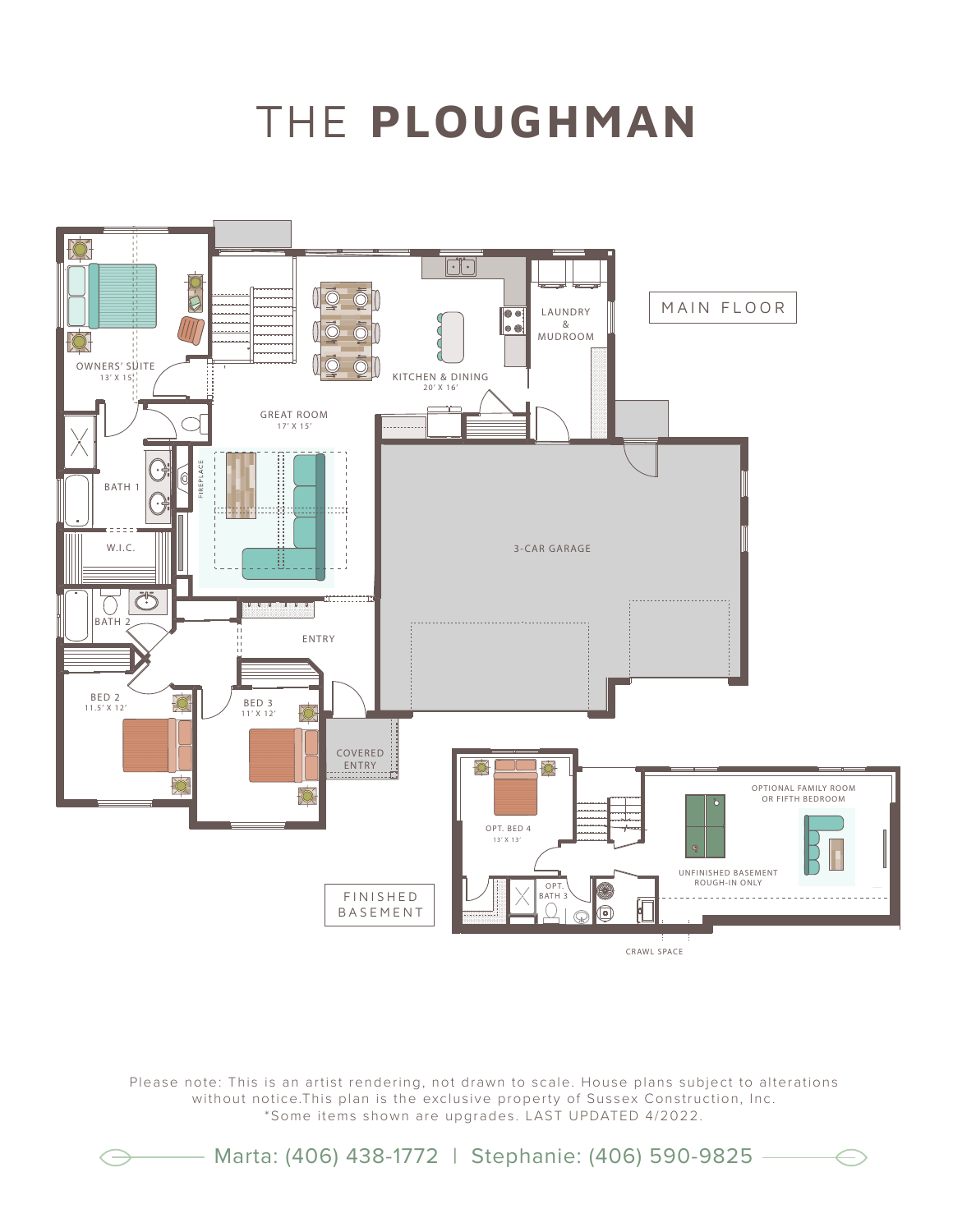# THE **PLOUGHMAN**

MAIN FLOOR

OWNERS' SUITE
13' X 15'

BATH 1

W.I.C.

BATH 2

BED 2
11.5' X 12'

BED 3
11' X 12'

GREAT ROOM
17' X 15'

FIREPLACE

KITCHEN & DINING
20' X 16'

LAUNDRY
&
MUDROOM

3-CAR GARAGE

ENTRY

COVERED
ENTRY

FINISHED
BASEMENT

OPT. BED 4
13' X 13'

OPT.
BATH 3

OPTIONAL FAMILY ROOM
OR FIFTH BEDROOM

UNFINISHED BASEMENT
ROUGH-IN ONLY

CRAWL SPACE

Please note: This is an artist rendering, not drawn to scale. House plans subject to alterations without notice.This plan is the exclusive property of Sussex Construction, Inc.
*Some items shown are upgrades. LAST UPDATED 4/2022.

Marta: (406) 438-1772 | Stephanie: (406) 590-9825